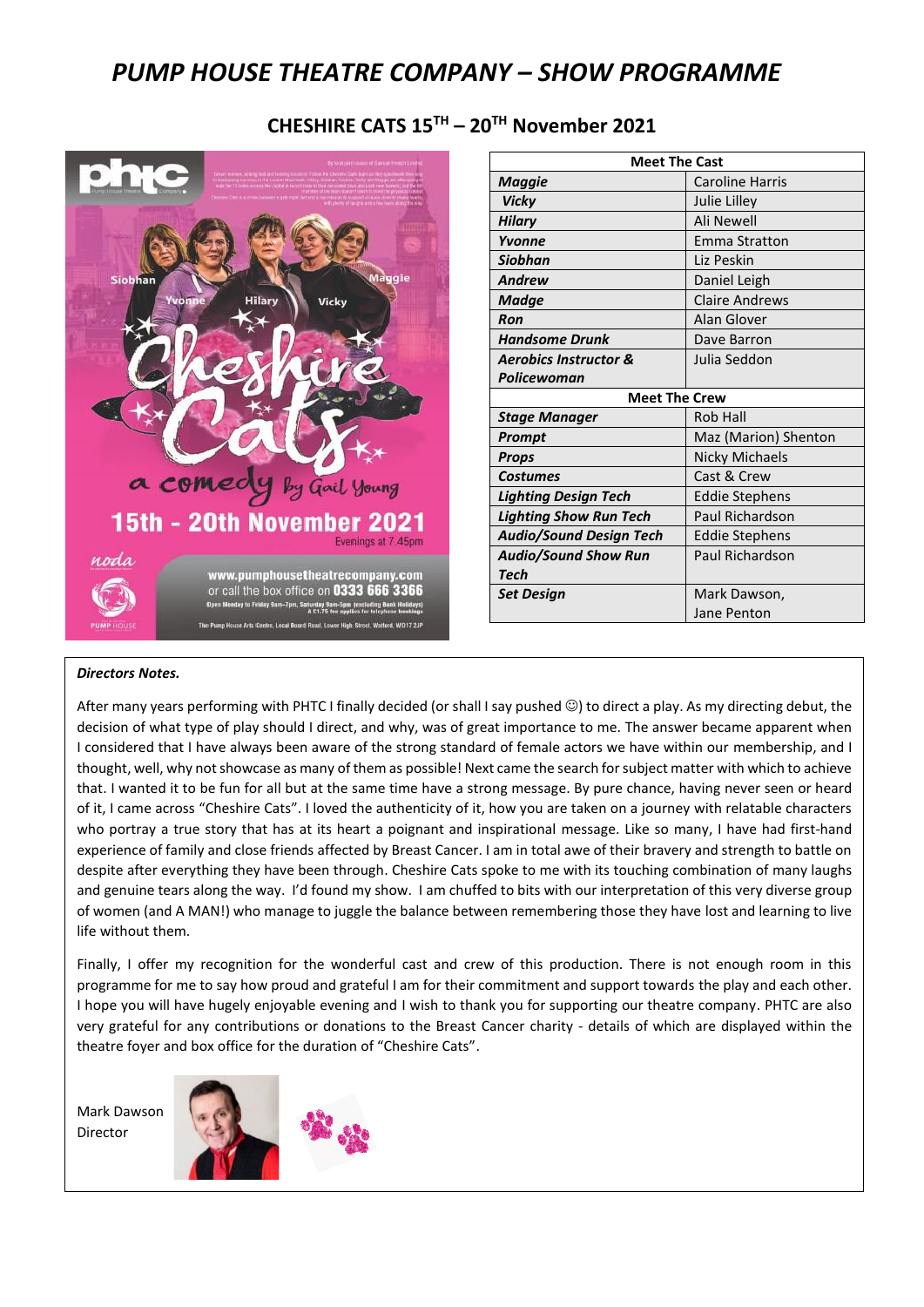# PUMP HOUSE THEATRE COMPANY – SHOW PROGRAMME

## CHESHIRE CATS 15TH – 20TH November 2021

| Meet The Cast | |
|---|---|
| ***Maggie*** | Caroline Harris |
| ***Vicky*** | Julie Lilley |
| ***Hilary*** | Ali Newell |
| ***Yvonne*** | Emma Stratton |
| ***Siobhan*** | Liz Peskin |
| ***Andrew*** | Daniel Leigh |
| ***Madge*** | Claire Andrews |
| ***Ron*** | Alan Glover |
| ***Handsome Drunk*** | Dave Barron |
| ***Aerobics Instructor & Policewoman*** | Julia Seddon |
| **Meet The Crew** | |
| ***Stage Manager*** | Rob Hall |
| ***Prompt*** | Maz (Marion) Shenton |
| ***Props*** | Nicky Michaels |
| ***Costumes*** | Cast & Crew |
| ***Lighting Design Tech*** | Eddie Stephens |
| ***Lighting Show Run Tech*** | Paul Richardson |
| ***Audio/Sound Design Tech*** | Eddie Stephens |
| ***Audio/Sound Show Run Tech*** | Paul Richardson |
| ***Set Design*** | Mark Dawson, Jane Penton |

***Directors Notes.***

After many years performing with PHTC I finally decided (or shall I say pushed ☺) to direct a play. As my directing debut, the decision of what type of play should I direct, and why, was of great importance to me. The answer became apparent when I considered that I have always been aware of the strong standard of female actors we have within our membership, and I thought, well, why not showcase as many of them as possible! Next came the search for subject matter with which to achieve that. I wanted it to be fun for all but at the same time have a strong message. By pure chance, having never seen or heard of it, I came across "Cheshire Cats". I loved the authenticity of it, how you are taken on a journey with relatable characters who portray a true story that has at its heart a poignant and inspirational message. Like so many, I have had first-hand experience of family and close friends affected by Breast Cancer. I am in total awe of their bravery and strength to battle on despite after everything they have been through. Cheshire Cats spoke to me with its touching combination of many laughs and genuine tears along the way. I'd found my show. I am chuffed to bits with our interpretation of this very diverse group of women (and A MAN!) who manage to juggle the balance between remembering those they have lost and learning to live life without them.

Finally, I offer my recognition for the wonderful cast and crew of this production. There is not enough room in this programme for me to say how proud and grateful I am for their commitment and support towards the play and each other. I hope you will have hugely enjoyable evening and I wish to thank you for supporting our theatre company. PHTC are also very grateful for any contributions or donations to the Breast Cancer charity - details of which are displayed within the theatre foyer and box office for the duration of "Cheshire Cats".

Mark Dawson
Director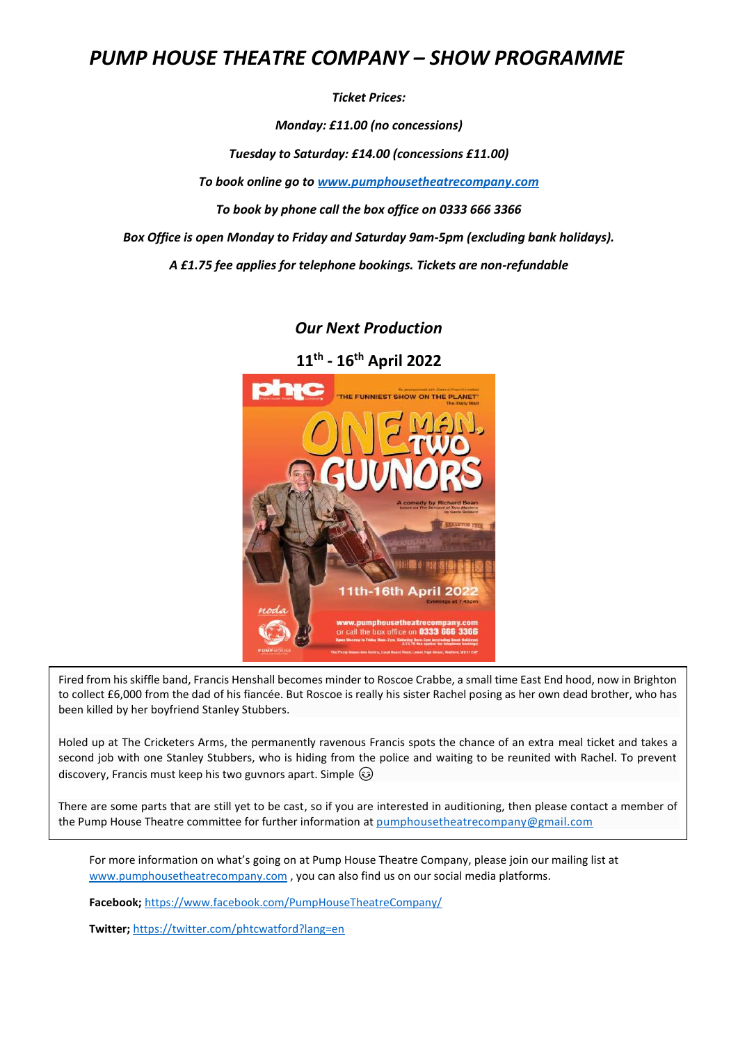# *PUMP HOUSE THEATRE COMPANY – SHOW PROGRAMME*

***Ticket Prices:***

***Monday: £11.00 (no concessions)***

***Tuesday to Saturday: £14.00 (concessions £11.00)***

***To book online go to [www.pumphousetheatrecompany.com](http://www.pumphousetheatrecompany.com)***

***To book by phone call the box office on 0333 666 3366***

***Box Office is open Monday to Friday and Saturday 9am-5pm (excluding bank holidays).***

***A £1.75 fee applies for telephone bookings. Tickets are non-refundable***

## *Our Next Production*

**11th - 16th April 2022**

Fired from his skiffle band, Francis Henshall becomes minder to Roscoe Crabbe, a small time East End hood, now in Brighton to collect £6,000 from the dad of his fiancée. But Roscoe is really his sister Rachel posing as her own dead brother, who has been killed by her boyfriend Stanley Stubbers.

Holed up at The Cricketers Arms, the permanently ravenous Francis spots the chance of an extra meal ticket and takes a second job with one Stanley Stubbers, who is hiding from the police and waiting to be reunited with Rachel. To prevent discovery, Francis must keep his two guvnors apart. Simple 😉

There are some parts that are still yet to be cast, so if you are interested in auditioning, then please contact a member of the Pump House Theatre committee for further information at pumphousetheatrecompany@gmail.com

For more information on what's going on at Pump House Theatre Company, please join our mailing list at [www.pumphousetheatrecompany.com](http://www.pumphousetheatrecompany.com) , you can also find us on our social media platforms.

**Facebook;** https://www.facebook.com/PumpHouseTheatreCompany/

**Twitter;** https://twitter.com/phtcwatford?lang=en